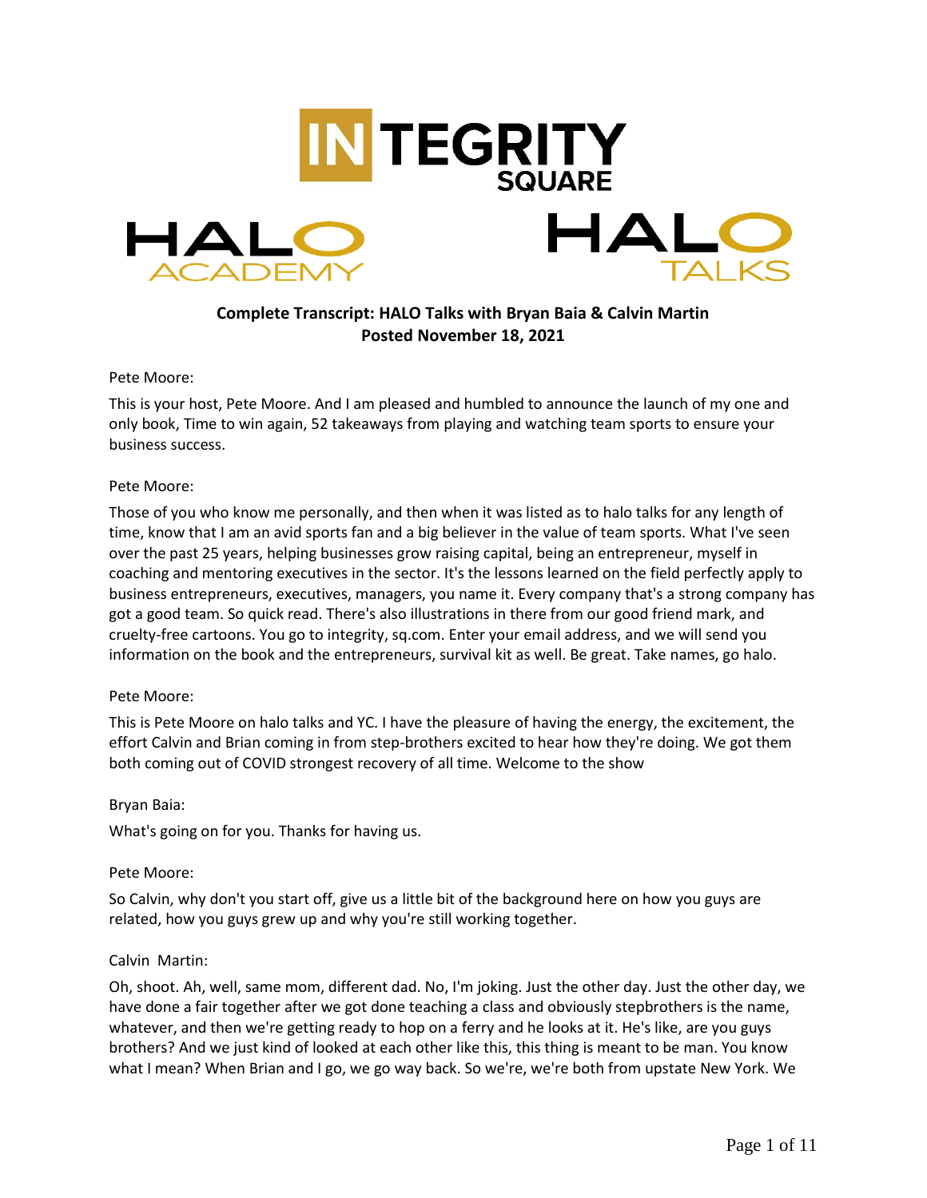**Complete Transcript: HALO Talks with Bryan Baia & Calvin Martin**
**Posted November 18, 2021**

Pete Moore:

This is your host, Pete Moore. And I am pleased and humbled to announce the launch of my one and only book, Time to win again, 52 takeaways from playing and watching team sports to ensure your business success.

Pete Moore:

Those of you who know me personally, and then when it was listed as to halo talks for any length of time, know that I am an avid sports fan and a big believer in the value of team sports. What I've seen over the past 25 years, helping businesses grow raising capital, being an entrepreneur, myself in coaching and mentoring executives in the sector. It's the lessons learned on the field perfectly apply to business entrepreneurs, executives, managers, you name it. Every company that's a strong company has got a good team. So quick read. There's also illustrations in there from our good friend mark, and cruelty-free cartoons. You go to integrity, sq.com. Enter your email address, and we will send you information on the book and the entrepreneurs, survival kit as well. Be great. Take names, go halo.

Pete Moore:

This is Pete Moore on halo talks and YC. I have the pleasure of having the energy, the excitement, the effort Calvin and Brian coming in from step-brothers excited to hear how they're doing. We got them both coming out of COVID strongest recovery of all time. Welcome to the show

Bryan Baia:

What's going on for you. Thanks for having us.

Pete Moore:

So Calvin, why don't you start off, give us a little bit of the background here on how you guys are related, how you guys grew up and why you're still working together.

Calvin Martin:

Oh, shoot. Ah, well, same mom, different dad. No, I'm joking. Just the other day. Just the other day, we have done a fair together after we got done teaching a class and obviously stepbrothers is the name, whatever, and then we're getting ready to hop on a ferry and he looks at it. He's like, are you guys brothers? And we just kind of looked at each other like this, this thing is meant to be man. You know what I mean? When Brian and I go, we go way back. So we're, we're both from upstate New York. We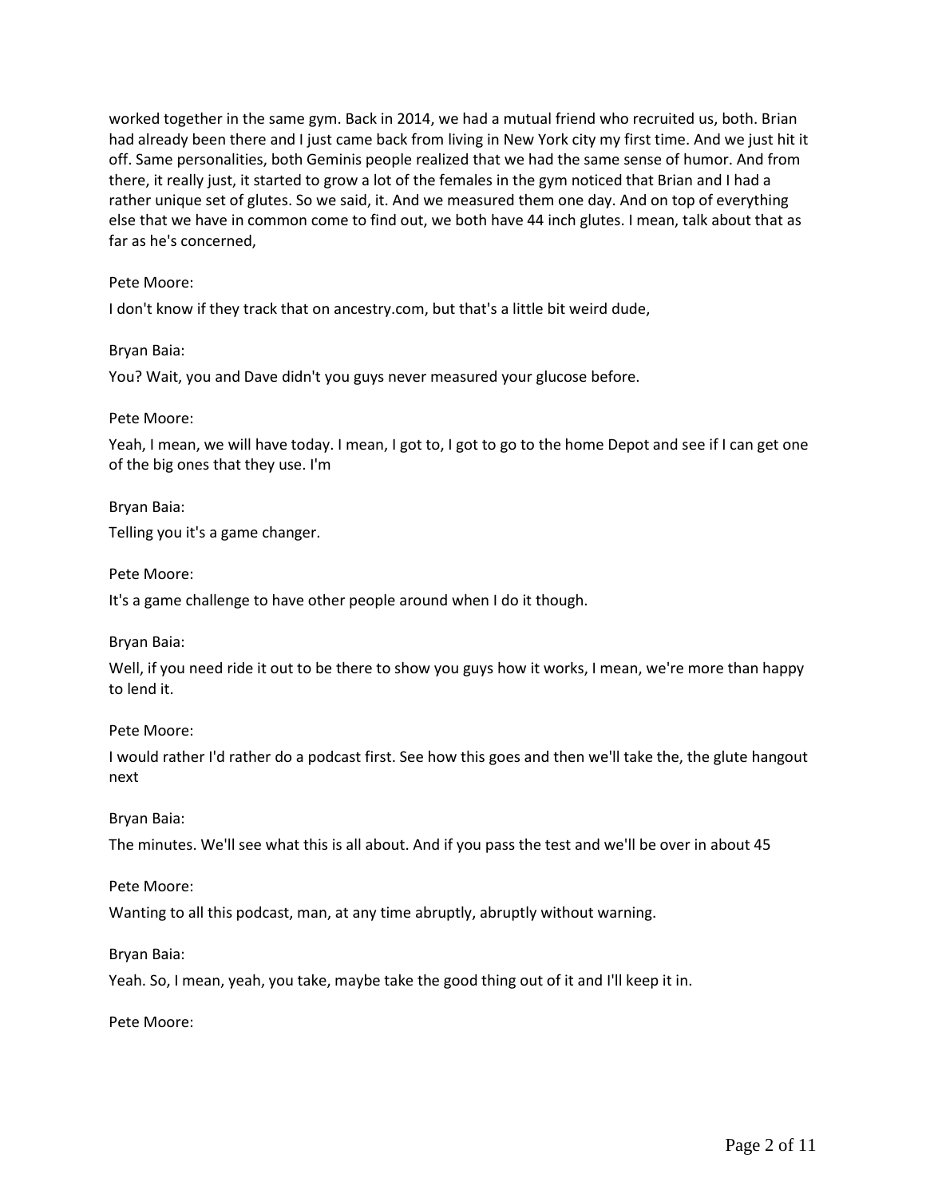worked together in the same gym. Back in 2014, we had a mutual friend who recruited us, both. Brian had already been there and I just came back from living in New York city my first time. And we just hit it off. Same personalities, both Geminis people realized that we had the same sense of humor. And from there, it really just, it started to grow a lot of the females in the gym noticed that Brian and I had a rather unique set of glutes. So we said, it. And we measured them one day. And on top of everything else that we have in common come to find out, we both have 44 inch glutes. I mean, talk about that as far as he's concerned,

Pete Moore:

I don't know if they track that on ancestry.com, but that's a little bit weird dude,

Bryan Baia:

You? Wait, you and Dave didn't you guys never measured your glucose before.

Pete Moore:

Yeah, I mean, we will have today. I mean, I got to, I got to go to the home Depot and see if I can get one of the big ones that they use. I'm

Bryan Baia:

Telling you it's a game changer.

Pete Moore:

It's a game challenge to have other people around when I do it though.

Bryan Baia:

Well, if you need ride it out to be there to show you guys how it works, I mean, we're more than happy to lend it.

Pete Moore:

I would rather I'd rather do a podcast first. See how this goes and then we'll take the, the glute hangout next

Bryan Baia:

The minutes. We'll see what this is all about. And if you pass the test and we'll be over in about 45

Pete Moore:

Wanting to all this podcast, man, at any time abruptly, abruptly without warning.

Bryan Baia:

Yeah. So, I mean, yeah, you take, maybe take the good thing out of it and I'll keep it in.

Pete Moore: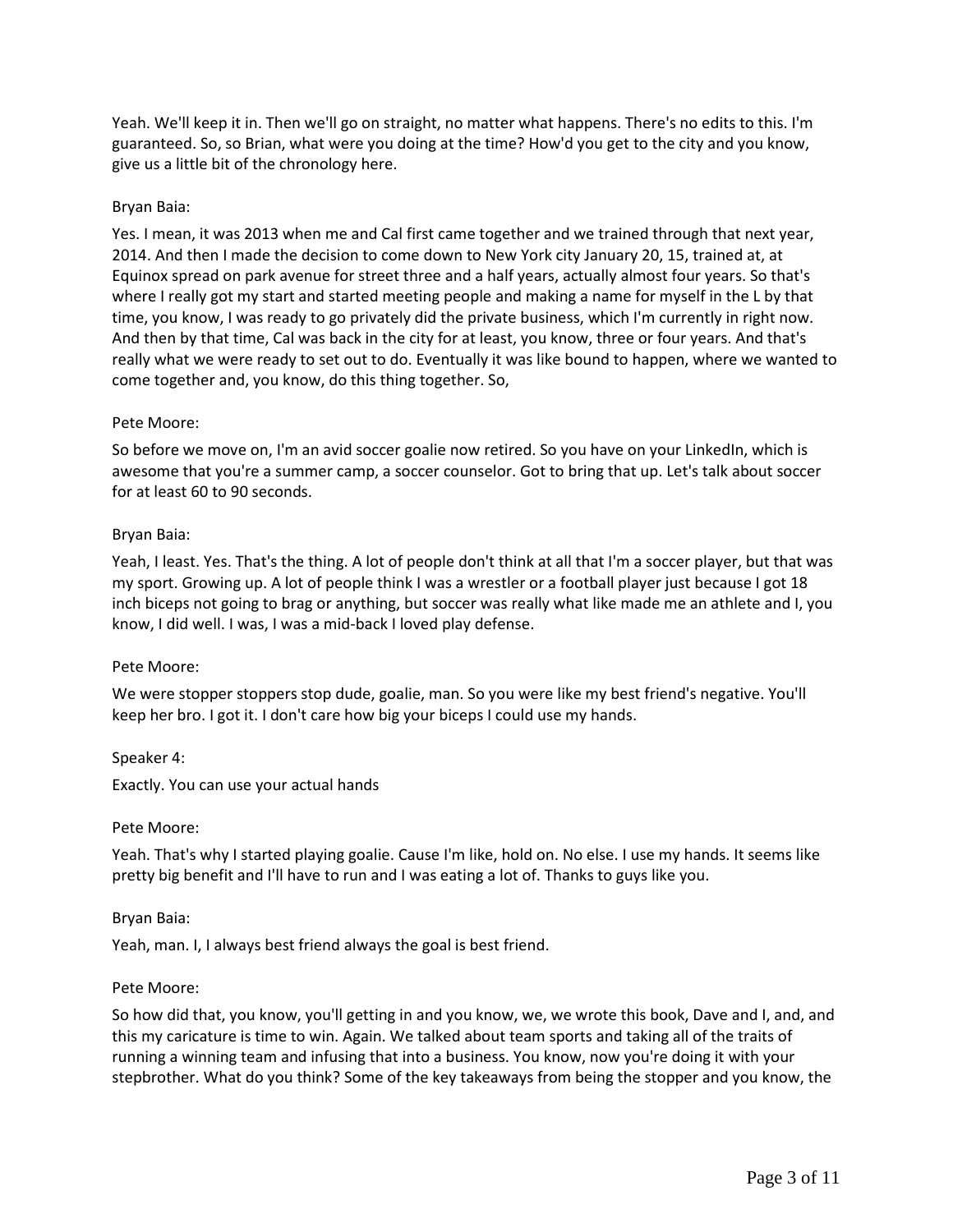Yeah. We'll keep it in. Then we'll go on straight, no matter what happens. There's no edits to this. I'm guaranteed. So, so Brian, what were you doing at the time? How'd you get to the city and you know, give us a little bit of the chronology here.

Bryan Baia:

Yes. I mean, it was 2013 when me and Cal first came together and we trained through that next year, 2014. And then I made the decision to come down to New York city January 20, 15, trained at, at Equinox spread on park avenue for street three and a half years, actually almost four years. So that's where I really got my start and started meeting people and making a name for myself in the L by that time, you know, I was ready to go privately did the private business, which I'm currently in right now. And then by that time, Cal was back in the city for at least, you know, three or four years. And that's really what we were ready to set out to do. Eventually it was like bound to happen, where we wanted to come together and, you know, do this thing together. So,

Pete Moore:

So before we move on, I'm an avid soccer goalie now retired. So you have on your LinkedIn, which is awesome that you're a summer camp, a soccer counselor. Got to bring that up. Let's talk about soccer for at least 60 to 90 seconds.

Bryan Baia:

Yeah, I least. Yes. That's the thing. A lot of people don't think at all that I'm a soccer player, but that was my sport. Growing up. A lot of people think I was a wrestler or a football player just because I got 18 inch biceps not going to brag or anything, but soccer was really what like made me an athlete and I, you know, I did well. I was, I was a mid-back I loved play defense.

Pete Moore:

We were stopper stoppers stop dude, goalie, man. So you were like my best friend's negative. You'll keep her bro. I got it. I don't care how big your biceps I could use my hands.

Speaker 4:

Exactly. You can use your actual hands

Pete Moore:

Yeah. That's why I started playing goalie. Cause I'm like, hold on. No else. I use my hands. It seems like pretty big benefit and I'll have to run and I was eating a lot of. Thanks to guys like you.

Bryan Baia:

Yeah, man. I, I always best friend always the goal is best friend.

Pete Moore:

So how did that, you know, you'll getting in and you know, we, we wrote this book, Dave and I, and, and this my caricature is time to win. Again. We talked about team sports and taking all of the traits of running a winning team and infusing that into a business. You know, now you're doing it with your stepbrother. What do you think? Some of the key takeaways from being the stopper and you know, the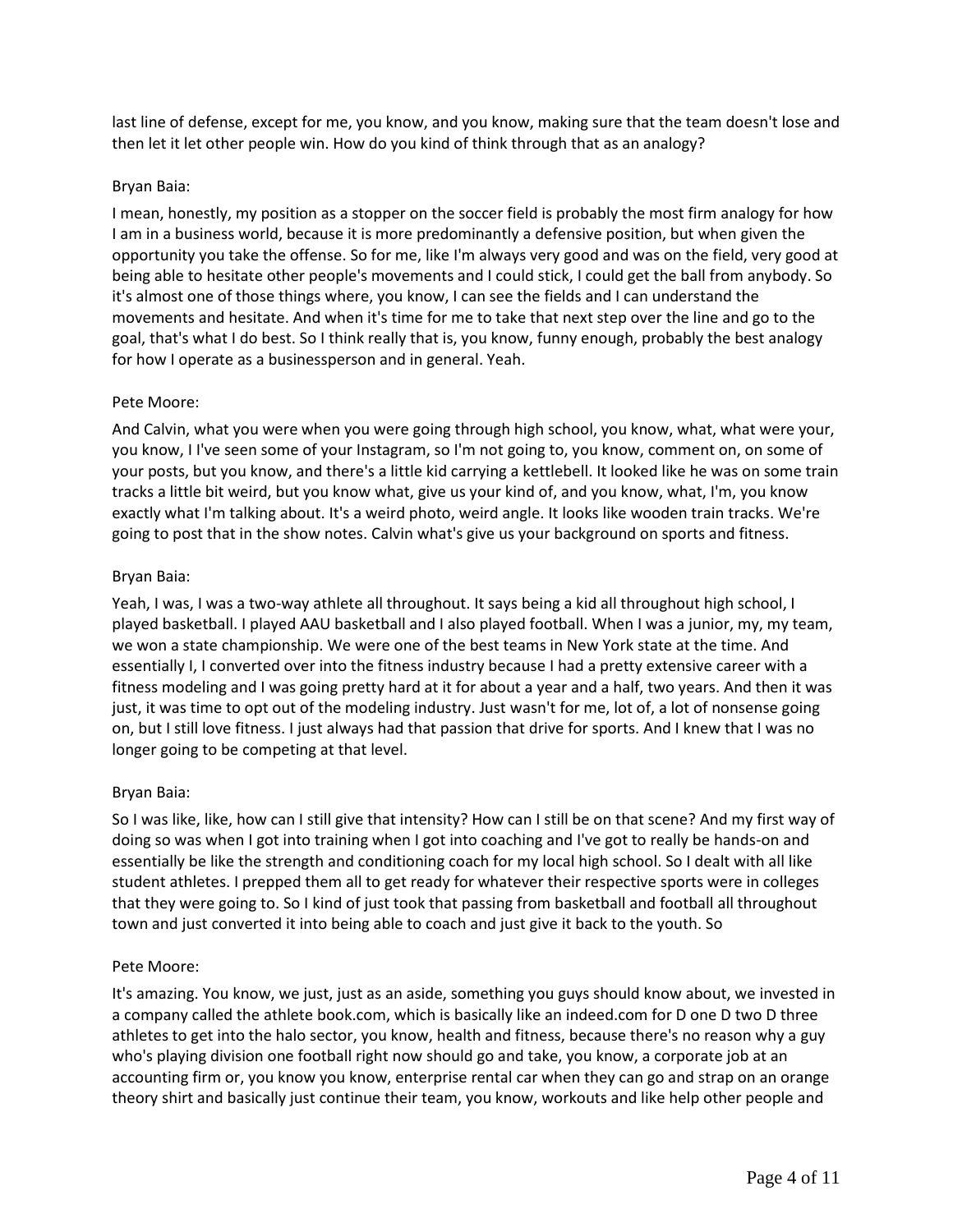last line of defense, except for me, you know, and you know, making sure that the team doesn't lose and then let it let other people win. How do you kind of think through that as an analogy?

Bryan Baia:

I mean, honestly, my position as a stopper on the soccer field is probably the most firm analogy for how I am in a business world, because it is more predominantly a defensive position, but when given the opportunity you take the offense. So for me, like I'm always very good and was on the field, very good at being able to hesitate other people's movements and I could stick, I could get the ball from anybody. So it's almost one of those things where, you know, I can see the fields and I can understand the movements and hesitate. And when it's time for me to take that next step over the line and go to the goal, that's what I do best. So I think really that is, you know, funny enough, probably the best analogy for how I operate as a businessperson and in general. Yeah.

Pete Moore:

And Calvin, what you were when you were going through high school, you know, what, what were your, you know, I I've seen some of your Instagram, so I'm not going to, you know, comment on, on some of your posts, but you know, and there's a little kid carrying a kettlebell. It looked like he was on some train tracks a little bit weird, but you know what, give us your kind of, and you know, what, I'm, you know exactly what I'm talking about. It's a weird photo, weird angle. It looks like wooden train tracks. We're going to post that in the show notes. Calvin what's give us your background on sports and fitness.

Bryan Baia:

Yeah, I was, I was a two-way athlete all throughout. It says being a kid all throughout high school, I played basketball. I played AAU basketball and I also played football. When I was a junior, my, my team, we won a state championship. We were one of the best teams in New York state at the time. And essentially I, I converted over into the fitness industry because I had a pretty extensive career with a fitness modeling and I was going pretty hard at it for about a year and a half, two years. And then it was just, it was time to opt out of the modeling industry. Just wasn't for me, lot of, a lot of nonsense going on, but I still love fitness. I just always had that passion that drive for sports. And I knew that I was no longer going to be competing at that level.

Bryan Baia:

So I was like, like, how can I still give that intensity? How can I still be on that scene? And my first way of doing so was when I got into training when I got into coaching and I've got to really be hands-on and essentially be like the strength and conditioning coach for my local high school. So I dealt with all like student athletes. I prepped them all to get ready for whatever their respective sports were in colleges that they were going to. So I kind of just took that passing from basketball and football all throughout town and just converted it into being able to coach and just give it back to the youth. So

Pete Moore:

It's amazing. You know, we just, just as an aside, something you guys should know about, we invested in a company called the athlete book.com, which is basically like an indeed.com for D one D two D three athletes to get into the halo sector, you know, health and fitness, because there's no reason why a guy who's playing division one football right now should go and take, you know, a corporate job at an accounting firm or, you know you know, enterprise rental car when they can go and strap on an orange theory shirt and basically just continue their team, you know, workouts and like help other people and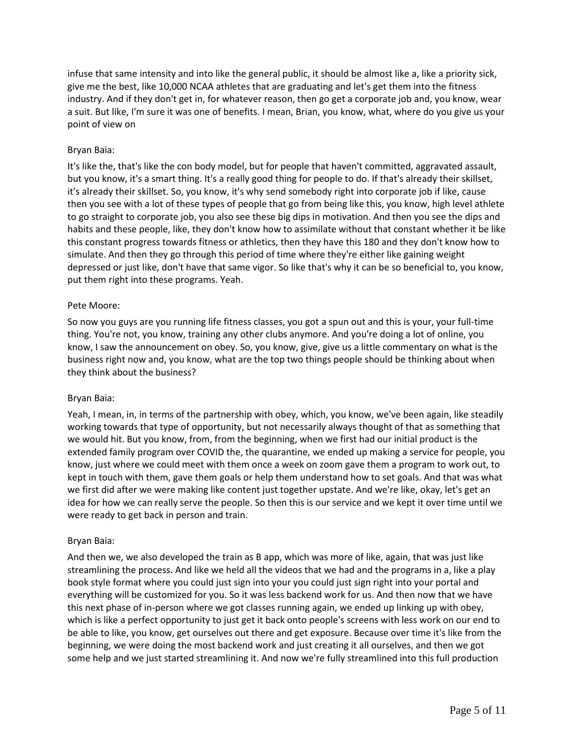infuse that same intensity and into like the general public, it should be almost like a, like a priority sick, give me the best, like 10,000 NCAA athletes that are graduating and let's get them into the fitness industry. And if they don't get in, for whatever reason, then go get a corporate job and, you know, wear a suit. But like, I'm sure it was one of benefits. I mean, Brian, you know, what, where do you give us your point of view on

Bryan Baia:

It's like the, that's like the con body model, but for people that haven't committed, aggravated assault, but you know, it's a smart thing. It's a really good thing for people to do. If that's already their skillset, it's already their skillset. So, you know, it's why send somebody right into corporate job if like, cause then you see with a lot of these types of people that go from being like this, you know, high level athlete to go straight to corporate job, you also see these big dips in motivation. And then you see the dips and habits and these people, like, they don't know how to assimilate without that constant whether it be like this constant progress towards fitness or athletics, then they have this 180 and they don't know how to simulate. And then they go through this period of time where they're either like gaining weight depressed or just like, don't have that same vigor. So like that's why it can be so beneficial to, you know, put them right into these programs. Yeah.

Pete Moore:

So now you guys are you running life fitness classes, you got a spun out and this is your, your full-time thing. You're not, you know, training any other clubs anymore. And you're doing a lot of online, you know, I saw the announcement on obey. So, you know, give, give us a little commentary on what is the business right now and, you know, what are the top two things people should be thinking about when they think about the business?

Bryan Baia:

Yeah, I mean, in, in terms of the partnership with obey, which, you know, we've been again, like steadily working towards that type of opportunity, but not necessarily always thought of that as something that we would hit. But you know, from, from the beginning, when we first had our initial product is the extended family program over COVID the, the quarantine, we ended up making a service for people, you know, just where we could meet with them once a week on zoom gave them a program to work out, to kept in touch with them, gave them goals or help them understand how to set goals. And that was what we first did after we were making like content just together upstate. And we're like, okay, let's get an idea for how we can really serve the people. So then this is our service and we kept it over time until we were ready to get back in person and train.

Bryan Baia:

And then we, we also developed the train as B app, which was more of like, again, that was just like streamlining the process. And like we held all the videos that we had and the programs in a, like a play book style format where you could just sign into your you could just sign right into your portal and everything will be customized for you. So it was less backend work for us. And then now that we have this next phase of in-person where we got classes running again, we ended up linking up with obey, which is like a perfect opportunity to just get it back onto people's screens with less work on our end to be able to like, you know, get ourselves out there and get exposure. Because over time it's like from the beginning, we were doing the most backend work and just creating it all ourselves, and then we got some help and we just started streamlining it. And now we're fully streamlined into this full production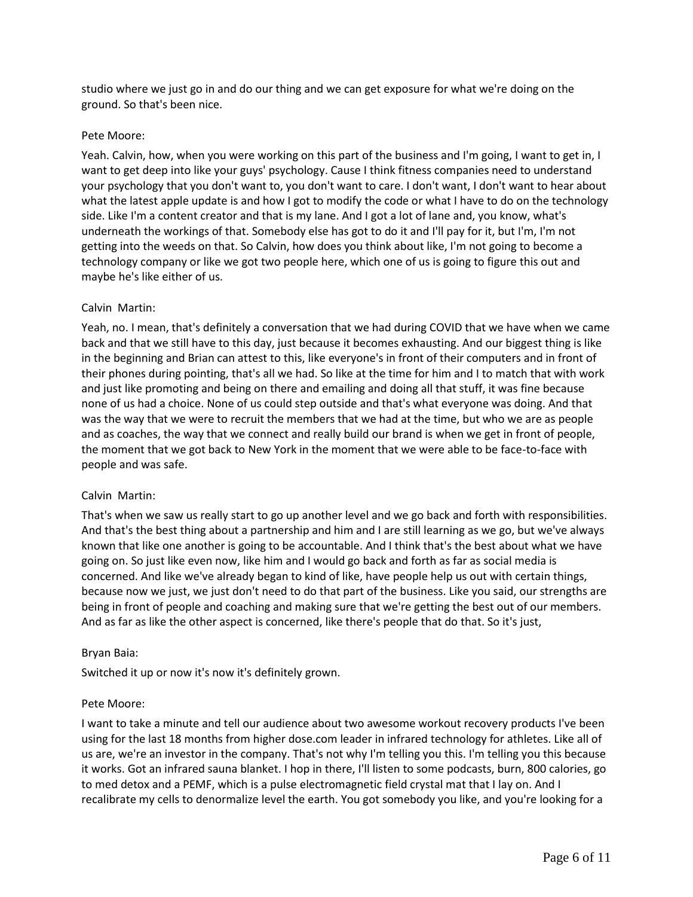studio where we just go in and do our thing and we can get exposure for what we're doing on the ground. So that's been nice.

Pete Moore:

Yeah. Calvin, how, when you were working on this part of the business and I'm going, I want to get in, I want to get deep into like your guys' psychology. Cause I think fitness companies need to understand your psychology that you don't want to, you don't want to care. I don't want, I don't want to hear about what the latest apple update is and how I got to modify the code or what I have to do on the technology side. Like I'm a content creator and that is my lane. And I got a lot of lane and, you know, what's underneath the workings of that. Somebody else has got to do it and I'll pay for it, but I'm, I'm not getting into the weeds on that. So Calvin, how does you think about like, I'm not going to become a technology company or like we got two people here, which one of us is going to figure this out and maybe he's like either of us.

Calvin Martin:

Yeah, no. I mean, that's definitely a conversation that we had during COVID that we have when we came back and that we still have to this day, just because it becomes exhausting. And our biggest thing is like in the beginning and Brian can attest to this, like everyone's in front of their computers and in front of their phones during pointing, that's all we had. So like at the time for him and I to match that with work and just like promoting and being on there and emailing and doing all that stuff, it was fine because none of us had a choice. None of us could step outside and that's what everyone was doing. And that was the way that we were to recruit the members that we had at the time, but who we are as people and as coaches, the way that we connect and really build our brand is when we get in front of people, the moment that we got back to New York in the moment that we were able to be face-to-face with people and was safe.

Calvin Martin:

That's when we saw us really start to go up another level and we go back and forth with responsibilities. And that's the best thing about a partnership and him and I are still learning as we go, but we've always known that like one another is going to be accountable. And I think that's the best about what we have going on. So just like even now, like him and I would go back and forth as far as social media is concerned. And like we've already began to kind of like, have people help us out with certain things, because now we just, we just don't need to do that part of the business. Like you said, our strengths are being in front of people and coaching and making sure that we're getting the best out of our members. And as far as like the other aspect is concerned, like there's people that do that. So it's just,

Bryan Baia:

Switched it up or now it's now it's definitely grown.

Pete Moore:

I want to take a minute and tell our audience about two awesome workout recovery products I've been using for the last 18 months from higher dose.com leader in infrared technology for athletes. Like all of us are, we're an investor in the company. That's not why I'm telling you this. I'm telling you this because it works. Got an infrared sauna blanket. I hop in there, I'll listen to some podcasts, burn, 800 calories, go to med detox and a PEMF, which is a pulse electromagnetic field crystal mat that I lay on. And I recalibrate my cells to denormalize level the earth. You got somebody you like, and you're looking for a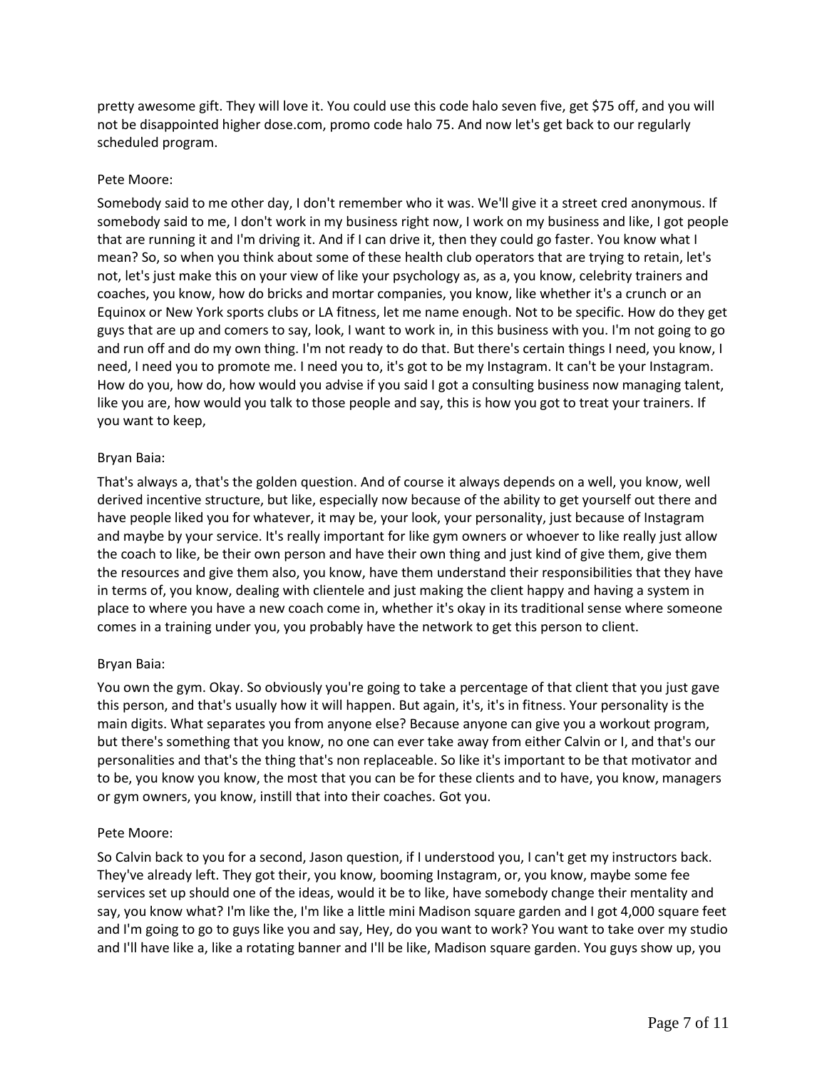pretty awesome gift. They will love it. You could use this code halo seven five, get $75 off, and you will not be disappointed higher dose.com, promo code halo 75. And now let's get back to our regularly scheduled program.

Pete Moore:

Somebody said to me other day, I don't remember who it was. We'll give it a street cred anonymous. If somebody said to me, I don't work in my business right now, I work on my business and like, I got people that are running it and I'm driving it. And if I can drive it, then they could go faster. You know what I mean? So, so when you think about some of these health club operators that are trying to retain, let's not, let's just make this on your view of like your psychology as, as a, you know, celebrity trainers and coaches, you know, how do bricks and mortar companies, you know, like whether it's a crunch or an Equinox or New York sports clubs or LA fitness, let me name enough. Not to be specific. How do they get guys that are up and comers to say, look, I want to work in, in this business with you. I'm not going to go and run off and do my own thing. I'm not ready to do that. But there's certain things I need, you know, I need, I need you to promote me. I need you to, it's got to be my Instagram. It can't be your Instagram. How do you, how do, how would you advise if you said I got a consulting business now managing talent, like you are, how would you talk to those people and say, this is how you got to treat your trainers. If you want to keep,

Bryan Baia:

That's always a, that's the golden question. And of course it always depends on a well, you know, well derived incentive structure, but like, especially now because of the ability to get yourself out there and have people liked you for whatever, it may be, your look, your personality, just because of Instagram and maybe by your service. It's really important for like gym owners or whoever to like really just allow the coach to like, be their own person and have their own thing and just kind of give them, give them the resources and give them also, you know, have them understand their responsibilities that they have in terms of, you know, dealing with clientele and just making the client happy and having a system in place to where you have a new coach come in, whether it's okay in its traditional sense where someone comes in a training under you, you probably have the network to get this person to client.

Bryan Baia:

You own the gym. Okay. So obviously you're going to take a percentage of that client that you just gave this person, and that's usually how it will happen. But again, it's, it's in fitness. Your personality is the main digits. What separates you from anyone else? Because anyone can give you a workout program, but there's something that you know, no one can ever take away from either Calvin or I, and that's our personalities and that's the thing that's non replaceable. So like it's important to be that motivator and to be, you know you know, the most that you can be for these clients and to have, you know, managers or gym owners, you know, instill that into their coaches. Got you.

Pete Moore:

So Calvin back to you for a second, Jason question, if I understood you, I can't get my instructors back. They've already left. They got their, you know, booming Instagram, or, you know, maybe some fee services set up should one of the ideas, would it be to like, have somebody change their mentality and say, you know what? I'm like the, I'm like a little mini Madison square garden and I got 4,000 square feet and I'm going to go to guys like you and say, Hey, do you want to work? You want to take over my studio and I'll have like a, like a rotating banner and I'll be like, Madison square garden. You guys show up, you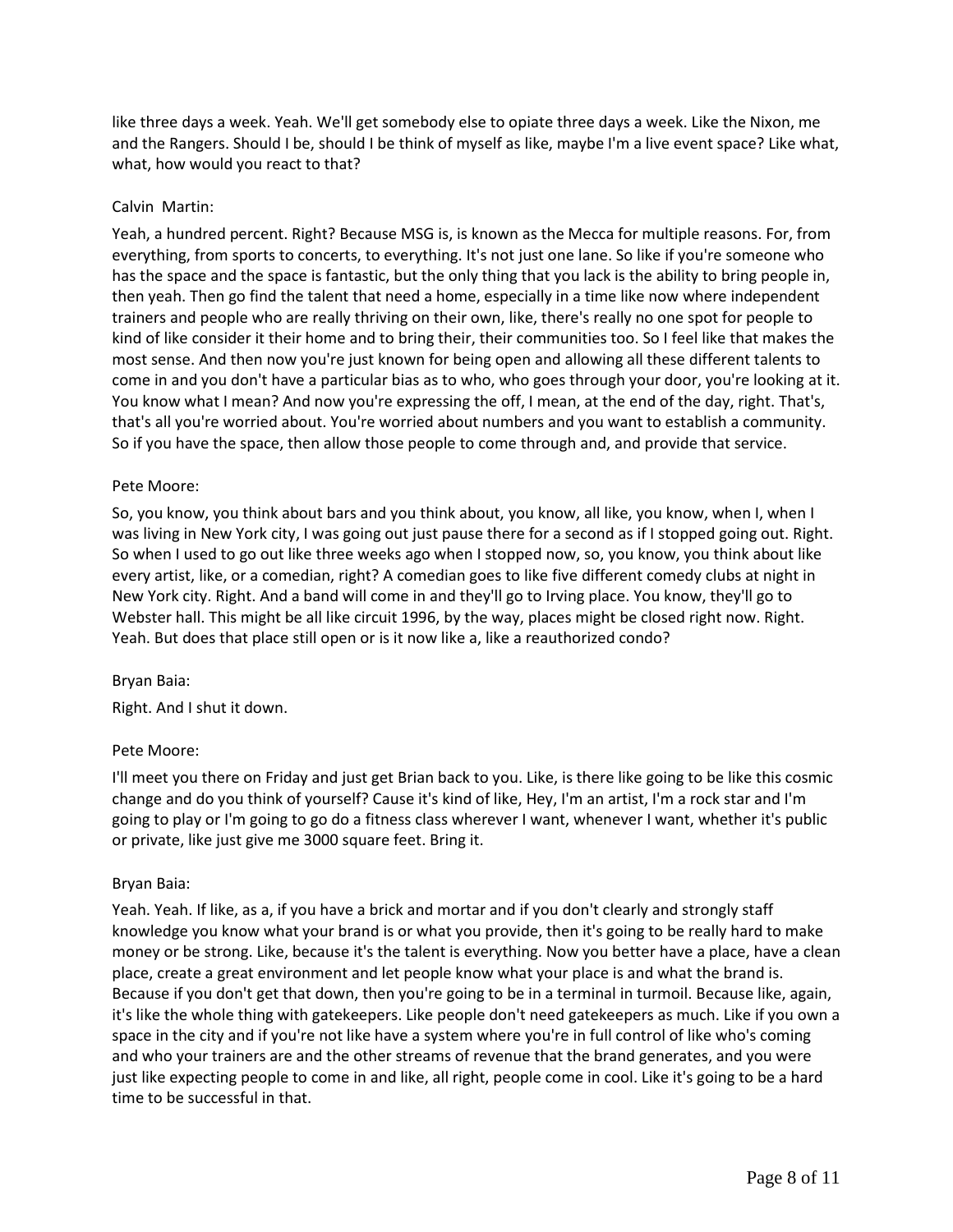like three days a week. Yeah. We'll get somebody else to opiate three days a week. Like the Nixon, me and the Rangers. Should I be, should I be think of myself as like, maybe I'm a live event space? Like what, what, how would you react to that?

Calvin Martin:

Yeah, a hundred percent. Right? Because MSG is, is known as the Mecca for multiple reasons. For, from everything, from sports to concerts, to everything. It's not just one lane. So like if you're someone who has the space and the space is fantastic, but the only thing that you lack is the ability to bring people in, then yeah. Then go find the talent that need a home, especially in a time like now where independent trainers and people who are really thriving on their own, like, there's really no one spot for people to kind of like consider it their home and to bring their, their communities too. So I feel like that makes the most sense. And then now you're just known for being open and allowing all these different talents to come in and you don't have a particular bias as to who, who goes through your door, you're looking at it. You know what I mean? And now you're expressing the off, I mean, at the end of the day, right. That's, that's all you're worried about. You're worried about numbers and you want to establish a community. So if you have the space, then allow those people to come through and, and provide that service.

Pete Moore:

So, you know, you think about bars and you think about, you know, all like, you know, when I, when I was living in New York city, I was going out just pause there for a second as if I stopped going out. Right. So when I used to go out like three weeks ago when I stopped now, so, you know, you think about like every artist, like, or a comedian, right? A comedian goes to like five different comedy clubs at night in New York city. Right. And a band will come in and they'll go to Irving place. You know, they'll go to Webster hall. This might be all like circuit 1996, by the way, places might be closed right now. Right. Yeah. But does that place still open or is it now like a, like a reauthorized condo?

Bryan Baia:

Right. And I shut it down.

Pete Moore:

I'll meet you there on Friday and just get Brian back to you. Like, is there like going to be like this cosmic change and do you think of yourself? Cause it's kind of like, Hey, I'm an artist, I'm a rock star and I'm going to play or I'm going to go do a fitness class wherever I want, whenever I want, whether it's public or private, like just give me 3000 square feet. Bring it.

Bryan Baia:

Yeah. Yeah. If like, as a, if you have a brick and mortar and if you don't clearly and strongly staff knowledge you know what your brand is or what you provide, then it's going to be really hard to make money or be strong. Like, because it's the talent is everything. Now you better have a place, have a clean place, create a great environment and let people know what your place is and what the brand is. Because if you don't get that down, then you're going to be in a terminal in turmoil. Because like, again, it's like the whole thing with gatekeepers. Like people don't need gatekeepers as much. Like if you own a space in the city and if you're not like have a system where you're in full control of like who's coming and who your trainers are and the other streams of revenue that the brand generates, and you were just like expecting people to come in and like, all right, people come in cool. Like it's going to be a hard time to be successful in that.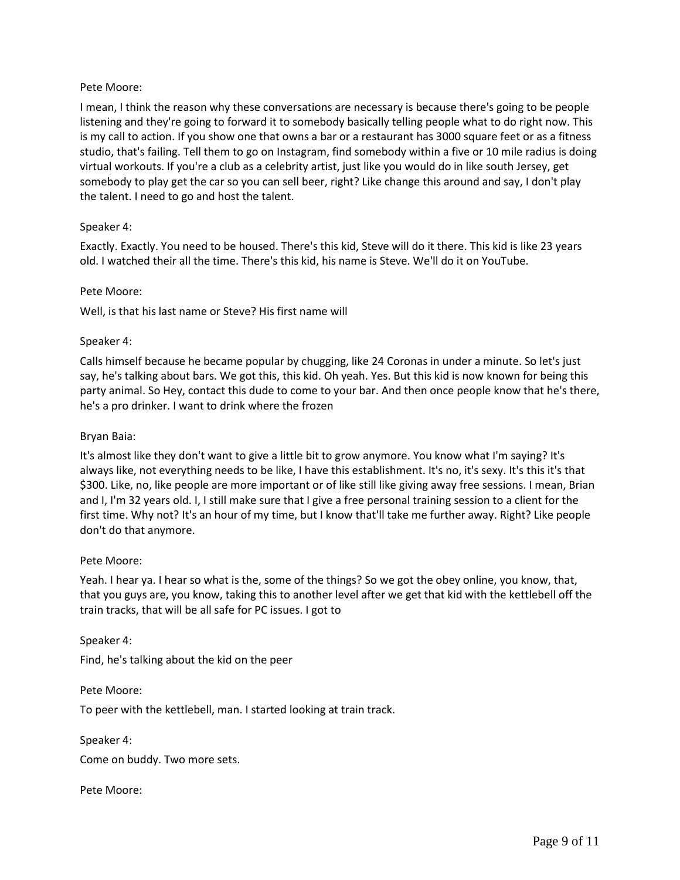Pete Moore:

I mean, I think the reason why these conversations are necessary is because there's going to be people listening and they're going to forward it to somebody basically telling people what to do right now. This is my call to action. If you show one that owns a bar or a restaurant has 3000 square feet or as a fitness studio, that's failing. Tell them to go on Instagram, find somebody within a five or 10 mile radius is doing virtual workouts. If you're a club as a celebrity artist, just like you would do in like south Jersey, get somebody to play get the car so you can sell beer, right? Like change this around and say, I don't play the talent. I need to go and host the talent.

Speaker 4:

Exactly. Exactly. You need to be housed. There's this kid, Steve will do it there. This kid is like 23 years old. I watched their all the time. There's this kid, his name is Steve. We'll do it on YouTube.

Pete Moore:

Well, is that his last name or Steve? His first name will

Speaker 4:

Calls himself because he became popular by chugging, like 24 Coronas in under a minute. So let's just say, he's talking about bars. We got this, this kid. Oh yeah. Yes. But this kid is now known for being this party animal. So Hey, contact this dude to come to your bar. And then once people know that he's there, he's a pro drinker. I want to drink where the frozen

Bryan Baia:

It's almost like they don't want to give a little bit to grow anymore. You know what I'm saying? It's always like, not everything needs to be like, I have this establishment. It's no, it's sexy. It's this it's that $300. Like, no, like people are more important or of like still like giving away free sessions. I mean, Brian and I, I'm 32 years old. I, I still make sure that I give a free personal training session to a client for the first time. Why not? It's an hour of my time, but I know that'll take me further away. Right? Like people don't do that anymore.

Pete Moore:

Yeah. I hear ya. I hear so what is the, some of the things? So we got the obey online, you know, that, that you guys are, you know, taking this to another level after we get that kid with the kettlebell off the train tracks, that will be all safe for PC issues. I got to

Speaker 4:

Find, he's talking about the kid on the peer

Pete Moore:

To peer with the kettlebell, man. I started looking at train track.

Speaker 4:

Come on buddy. Two more sets.

Pete Moore: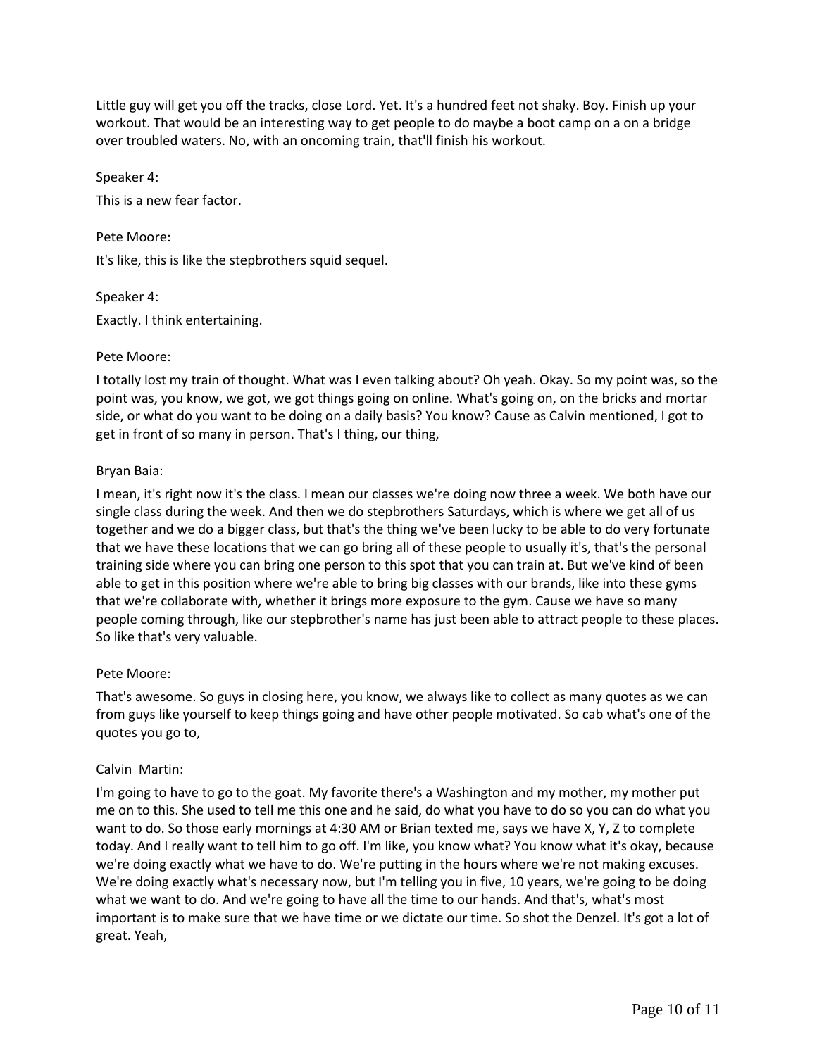Little guy will get you off the tracks, close Lord. Yet. It's a hundred feet not shaky. Boy. Finish up your workout. That would be an interesting way to get people to do maybe a boot camp on a on a bridge over troubled waters. No, with an oncoming train, that'll finish his workout.

Speaker 4:

This is a new fear factor.

Pete Moore:

It's like, this is like the stepbrothers squid sequel.

Speaker 4:

Exactly. I think entertaining.

Pete Moore:

I totally lost my train of thought. What was I even talking about? Oh yeah. Okay. So my point was, so the point was, you know, we got, we got things going on online. What's going on, on the bricks and mortar side, or what do you want to be doing on a daily basis? You know? Cause as Calvin mentioned, I got to get in front of so many in person. That's I thing, our thing,

Bryan Baia:

I mean, it's right now it's the class. I mean our classes we're doing now three a week. We both have our single class during the week. And then we do stepbrothers Saturdays, which is where we get all of us together and we do a bigger class, but that's the thing we've been lucky to be able to do very fortunate that we have these locations that we can go bring all of these people to usually it's, that's the personal training side where you can bring one person to this spot that you can train at. But we've kind of been able to get in this position where we're able to bring big classes with our brands, like into these gyms that we're collaborate with, whether it brings more exposure to the gym. Cause we have so many people coming through, like our stepbrother's name has just been able to attract people to these places. So like that's very valuable.

Pete Moore:

That's awesome. So guys in closing here, you know, we always like to collect as many quotes as we can from guys like yourself to keep things going and have other people motivated. So cab what's one of the quotes you go to,

Calvin Martin:

I'm going to have to go to the goat. My favorite there's a Washington and my mother, my mother put me on to this. She used to tell me this one and he said, do what you have to do so you can do what you want to do. So those early mornings at 4:30 AM or Brian texted me, says we have X, Y, Z to complete today. And I really want to tell him to go off. I'm like, you know what? You know what it's okay, because we're doing exactly what we have to do. We're putting in the hours where we're not making excuses. We're doing exactly what's necessary now, but I'm telling you in five, 10 years, we're going to be doing what we want to do. And we're going to have all the time to our hands. And that's, what's most important is to make sure that we have time or we dictate our time. So shot the Denzel. It's got a lot of great. Yeah,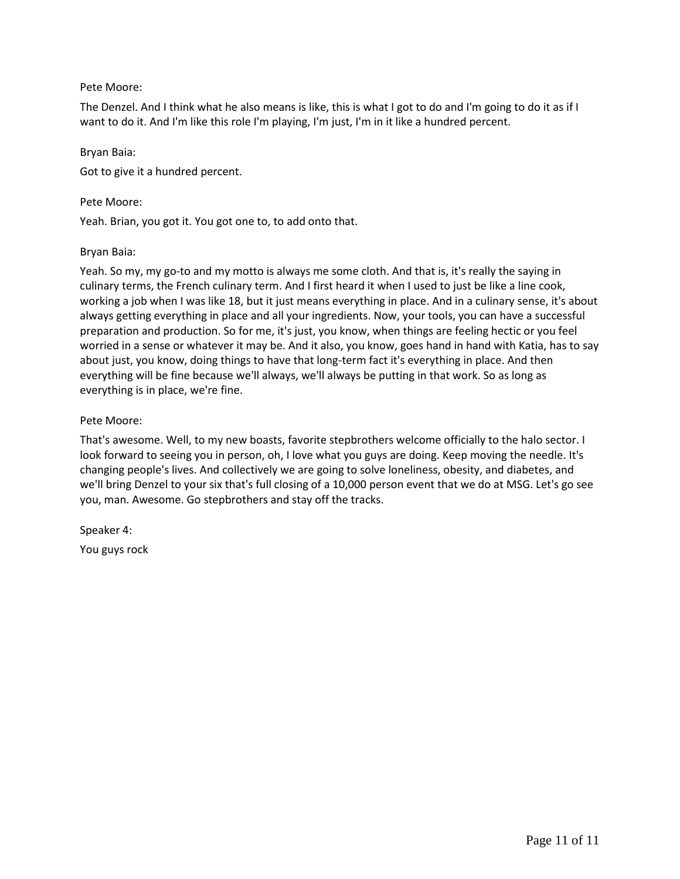Pete Moore:

The Denzel. And I think what he also means is like, this is what I got to do and I'm going to do it as if I want to do it. And I'm like this role I'm playing, I'm just, I'm in it like a hundred percent.

Bryan Baia:

Got to give it a hundred percent.

Pete Moore:

Yeah. Brian, you got it. You got one to, to add onto that.

Bryan Baia:

Yeah. So my, my go-to and my motto is always me some cloth. And that is, it's really the saying in culinary terms, the French culinary term. And I first heard it when I used to just be like a line cook, working a job when I was like 18, but it just means everything in place. And in a culinary sense, it's about always getting everything in place and all your ingredients. Now, your tools, you can have a successful preparation and production. So for me, it's just, you know, when things are feeling hectic or you feel worried in a sense or whatever it may be. And it also, you know, goes hand in hand with Katia, has to say about just, you know, doing things to have that long-term fact it's everything in place. And then everything will be fine because we'll always, we'll always be putting in that work. So as long as everything is in place, we're fine.

Pete Moore:

That's awesome. Well, to my new boasts, favorite stepbrothers welcome officially to the halo sector. I look forward to seeing you in person, oh, I love what you guys are doing. Keep moving the needle. It's changing people's lives. And collectively we are going to solve loneliness, obesity, and diabetes, and we'll bring Denzel to your six that's full closing of a 10,000 person event that we do at MSG. Let's go see you, man. Awesome. Go stepbrothers and stay off the tracks.

Speaker 4:

You guys rock